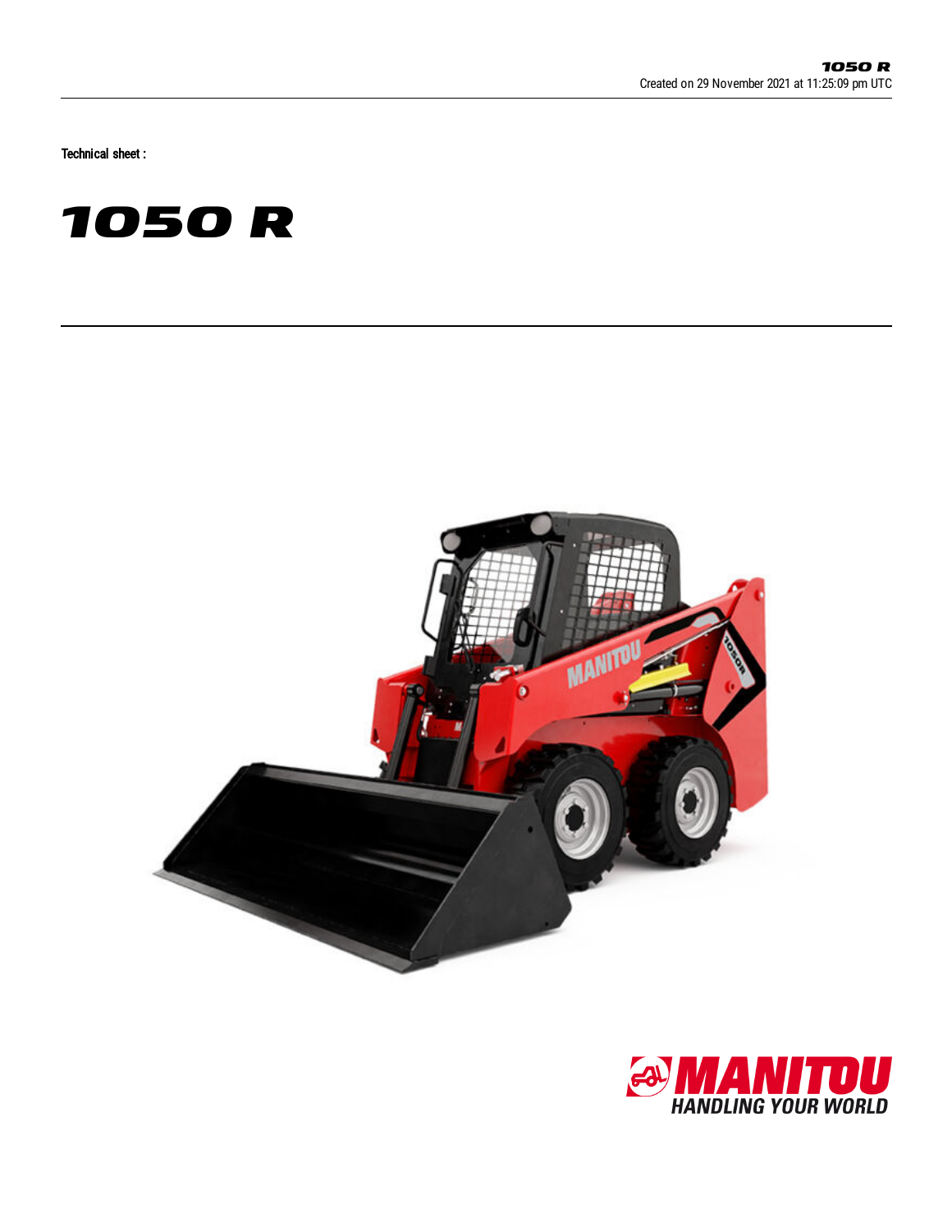Technical sheet :

# 1050 R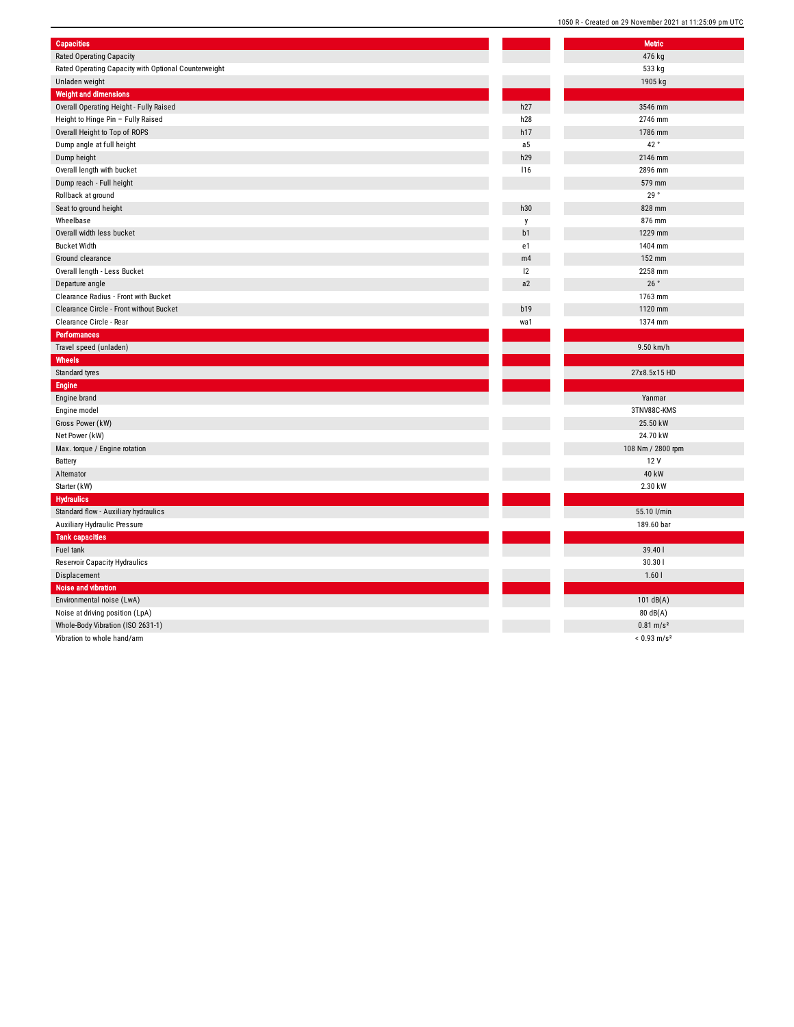| Capacities | | Metric |
|---|---|---|
| Rated Operating Capacity | | 476 kg |
| Rated Operating Capacity with Optional Counterweight | | 533 kg |
| Unladen weight | | 1905 kg |
| **Weight and dimensions** | | |
| Overall Operating Height - Fully Raised | h27 | 3546 mm |
| Height to Hinge Pin – Fully Raised | h28 | 2746 mm |
| Overall Height to Top of ROPS | h17 | 1786 mm |
| Dump angle at full height | a5 | 42 ° |
| Dump height | h29 | 2146 mm |
| Overall length with bucket | l16 | 2896 mm |
| Dump reach - Full height | | 579 mm |
| Rollback at ground | | 29 ° |
| Seat to ground height | h30 | 828 mm |
| Wheelbase | y | 876 mm |
| Overall width less bucket | b1 | 1229 mm |
| Bucket Width | e1 | 1404 mm |
| Ground clearance | m4 | 152 mm |
| Overall length - Less Bucket | l2 | 2258 mm |
| Departure angle | a2 | 26 ° |
| Clearance Radius - Front with Bucket | | 1763 mm |
| Clearance Circle - Front without Bucket | b19 | 1120 mm |
| Clearance Circle - Rear | wa1 | 1374 mm |
| **Performances** | | |
| Travel speed (unladen) | | 9.50 km/h |
| **Wheels** | | |
| Standard tyres | | 27x8.5x15 HD |
| **Engine** | | |
| Engine brand | | Yanmar |
| Engine model | | 3TNV88C-KMS |
| Gross Power (kW) | | 25.50 kW |
| Net Power (kW) | | 24.70 kW |
| Max. torque / Engine rotation | | 108 Nm / 2800 rpm |
| Battery | | 12 V |
| Alternator | | 40 kW |
| Starter (kW) | | 2.30 kW |
| **Hydraulics** | | |
| Standard flow - Auxiliary hydraulics | | 55.10 l/min |
| Auxiliary Hydraulic Pressure | | 189.60 bar |
| **Tank capacities** | | |
| Fuel tank | | 39.40 l |
| Reservoir Capacity Hydraulics | | 30.30 l |
| Displacement | | 1.60 l |
| **Noise and vibration** | | |
| Environmental noise (LwA) | | 101 dB(A) |
| Noise at driving position (LpA) | | 80 dB(A) |
| Whole-Body Vibration (ISO 2631-1) | | 0.81 m/s² |
| Vibration to whole hand/arm | | < 0.93 m/s² |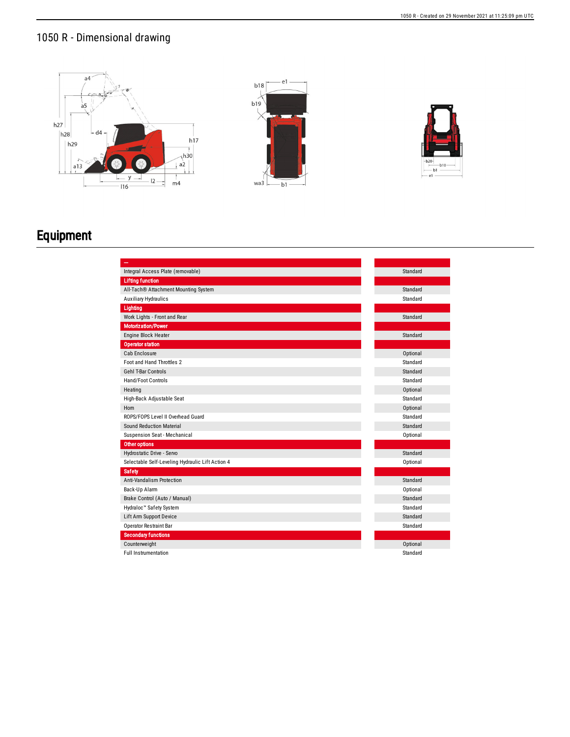## 1050 R - Dimensional drawing

# Equipment

| – | |
|---|---|
| Integral Access Plate (removable) | Standard |
| **Lifting function** | |
| All-Tach® Attachment Mounting System | Standard |
| Auxiliary Hydraulics | Standard |
| **Lighting** | |
| Work Lights - Front and Rear | Standard |
| **Motorization/Power** | |
| Engine Block Heater | Standard |
| **Operator station** | |
| Cab Enclosure | Optional |
| Foot and Hand Throttles 2 | Standard |
| Gehl T-Bar Controls | Standard |
| Hand/Foot Controls | Standard |
| Heating | Optional |
| High-Back Adjustable Seat | Standard |
| Horn | Optional |
| ROPS/FOPS Level II Overhead Guard | Standard |
| Sound Reduction Material | Standard |
| Suspension Seat - Mechanical | Optional |
| **Other options** | |
| Hydrostatic Drive - Servo | Standard |
| Selectable Self-Leveling Hydraulic Lift Action 4 | Optional |
| **Safety** | |
| Anti-Vandalism Protection | Standard |
| Back-Up Alarm | Optional |
| Brake Control (Auto / Manual) | Standard |
| Hydraloc™ Safety System | Standard |
| Lift Arm Support Device | Standard |
| Operator Restraint Bar | Standard |
| **Secondary functions** | |
| Counterweight | Optional |
| Full Instrumentation | Standard |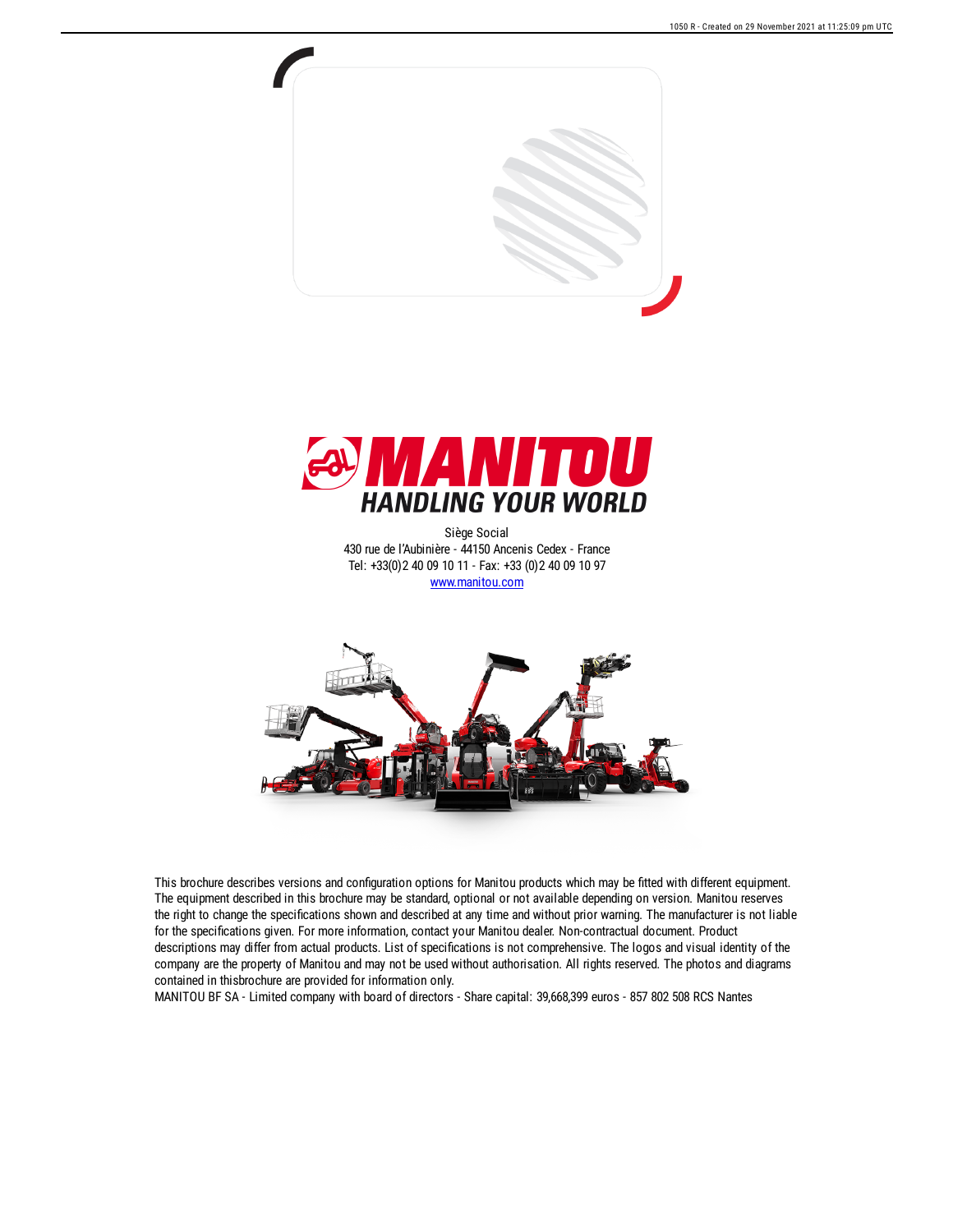Siège Social
430 rue de l'Aubinière - 44150 Ancenis Cedex - France
Tel: +33(0)2 40 09 10 11 - Fax: +33 (0)2 40 09 10 97
www.manitou.com

This brochure describes versions and configuration options for Manitou products which may be fitted with different equipment. The equipment described in this brochure may be standard, optional or not available depending on version. Manitou reserves the right to change the specifications shown and described at any time and without prior warning. The manufacturer is not liable for the specifications given. For more information, contact your Manitou dealer. Non-contractual document. Product descriptions may differ from actual products. List of specifications is not comprehensive. The logos and visual identity of the company are the property of Manitou and may not be used without authorisation. All rights reserved. The photos and diagrams contained in thisbrochure are provided for information only.
MANITOU BF SA - Limited company with board of directors - Share capital: 39,668,399 euros - 857 802 508 RCS Nantes